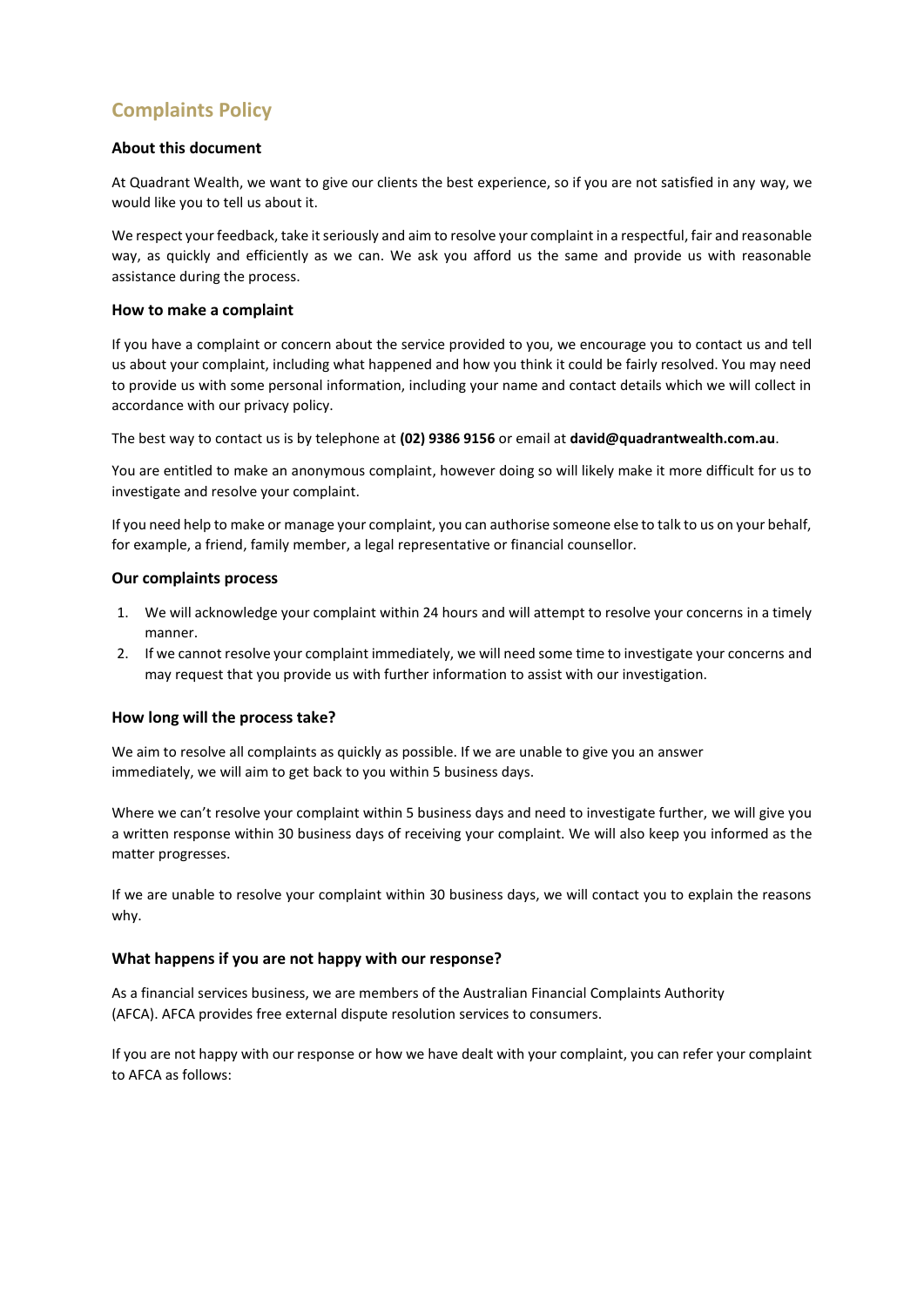# Complaints Policy

### About this document

At Quadrant Wealth, we want to give our clients the best experience, so if you are not satisfied in any way, we would like you to tell us about it.

We respect your feedback, take it seriously and aim to resolve your complaint in a respectful, fair and reasonable way, as quickly and efficiently as we can. We ask you afford us the same and provide us with reasonable assistance during the process.

### How to make a complaint

If you have a complaint or concern about the service provided to you, we encourage you to contact us and tell us about your complaint, including what happened and how you think it could be fairly resolved. You may need to provide us with some personal information, including your name and contact details which we will collect in accordance with our privacy policy.

The best way to contact us is by telephone at **(02) 9386 9156** or email at **david@quadrantwealth.com.au**.

You are entitled to make an anonymous complaint, however doing so will likely make it more difficult for us to investigate and resolve your complaint.

If you need help to make or manage your complaint, you can authorise someone else to talk to us on your behalf, for example, a friend, family member, a legal representative or financial counsellor.

### Our complaints process

1. We will acknowledge your complaint within 24 hours and will attempt to resolve your concerns in a timely manner.
2. If we cannot resolve your complaint immediately, we will need some time to investigate your concerns and may request that you provide us with further information to assist with our investigation.

### How long will the process take?

We aim to resolve all complaints as quickly as possible. If we are unable to give you an answer immediately, we will aim to get back to you within 5 business days.

Where we can't resolve your complaint within 5 business days and need to investigate further, we will give you a written response within 30 business days of receiving your complaint. We will also keep you informed as the matter progresses.

If we are unable to resolve your complaint within 30 business days, we will contact you to explain the reasons why.

### What happens if you are not happy with our response?

As a financial services business, we are members of the Australian Financial Complaints Authority (AFCA). AFCA provides free external dispute resolution services to consumers.

If you are not happy with our response or how we have dealt with your complaint, you can refer your complaint to AFCA as follows: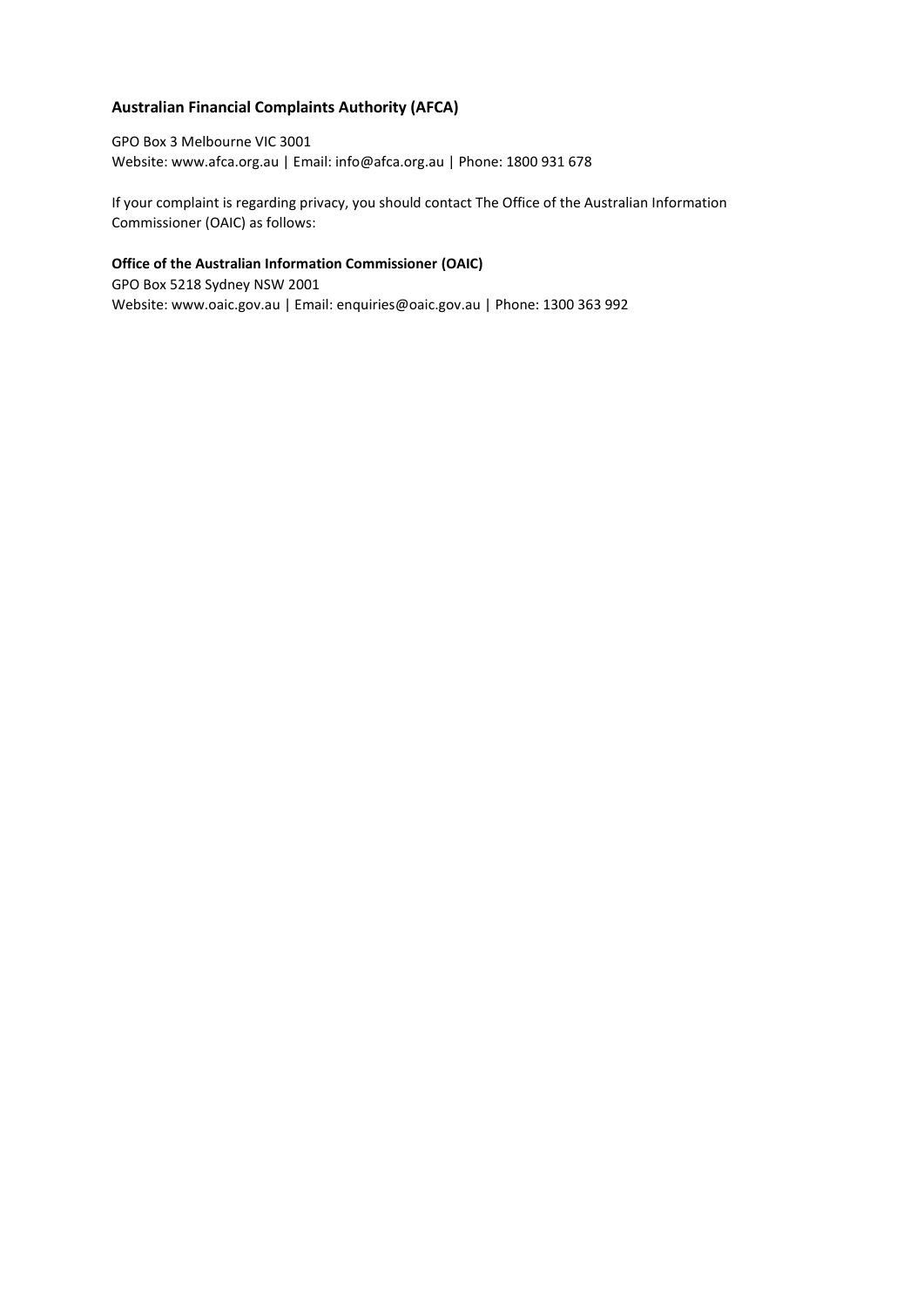**Australian Financial Complaints Authority (AFCA)**

GPO Box 3 Melbourne VIC 3001
Website: www.afca.org.au | Email: info@afca.org.au | Phone: 1800 931 678

If your complaint is regarding privacy, you should contact The Office of the Australian Information Commissioner (OAIC) as follows:

**Office of the Australian Information Commissioner (OAIC)**
GPO Box 5218 Sydney NSW 2001
Website: www.oaic.gov.au | Email: enquiries@oaic.gov.au | Phone: 1300 363 992